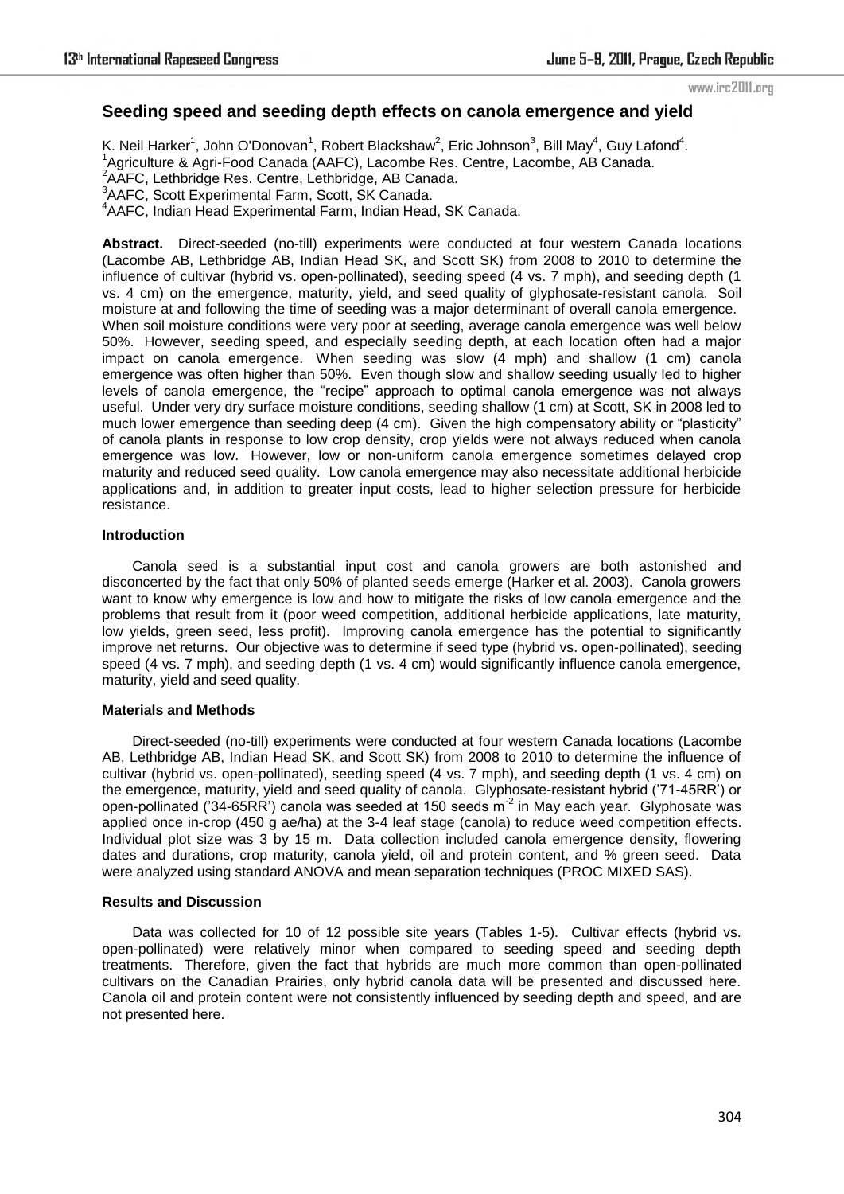# Seeding speed and seeding depth effects on canola emergence and yield

K. Neil Harker[1], John O'Donovan[1], Robert Blackshaw[2], Eric Johnson[3], Bill May[4], Guy Lafond[4].

[1]Agriculture & Agri-Food Canada (AAFC), Lacombe Res. Centre, Lacombe, AB Canada.
[2]AAFC, Lethbridge Res. Centre, Lethbridge, AB Canada.
[3]AAFC, Scott Experimental Farm, Scott, SK Canada.
[4]AAFC, Indian Head Experimental Farm, Indian Head, SK Canada.

**Abstract.** Direct-seeded (no-till) experiments were conducted at four western Canada locations (Lacombe AB, Lethbridge AB, Indian Head SK, and Scott SK) from 2008 to 2010 to determine the influence of cultivar (hybrid vs. open-pollinated), seeding speed (4 vs. 7 mph), and seeding depth (1 vs. 4 cm) on the emergence, maturity, yield, and seed quality of glyphosate-resistant canola. Soil moisture at and following the time of seeding was a major determinant of overall canola emergence. When soil moisture conditions were very poor at seeding, average canola emergence was well below 50%. However, seeding speed, and especially seeding depth, at each location often had a major impact on canola emergence. When seeding was slow (4 mph) and shallow (1 cm) canola emergence was often higher than 50%. Even though slow and shallow seeding usually led to higher levels of canola emergence, the "recipe" approach to optimal canola emergence was not always useful. Under very dry surface moisture conditions, seeding shallow (1 cm) at Scott, SK in 2008 led to much lower emergence than seeding deep (4 cm). Given the high compensatory ability or "plasticity" of canola plants in response to low crop density, crop yields were not always reduced when canola emergence was low. However, low or non-uniform canola emergence sometimes delayed crop maturity and reduced seed quality. Low canola emergence may also necessitate additional herbicide applications and, in addition to greater input costs, lead to higher selection pressure for herbicide resistance.

## Introduction

Canola seed is a substantial input cost and canola growers are both astonished and disconcerted by the fact that only 50% of planted seeds emerge (Harker et al. 2003). Canola growers want to know why emergence is low and how to mitigate the risks of low canola emergence and the problems that result from it (poor weed competition, additional herbicide applications, late maturity, low yields, green seed, less profit). Improving canola emergence has the potential to significantly improve net returns. Our objective was to determine if seed type (hybrid vs. open-pollinated), seeding speed (4 vs. 7 mph), and seeding depth (1 vs. 4 cm) would significantly influence canola emergence, maturity, yield and seed quality.

## Materials and Methods

Direct-seeded (no-till) experiments were conducted at four western Canada locations (Lacombe AB, Lethbridge AB, Indian Head SK, and Scott SK) from 2008 to 2010 to determine the influence of cultivar (hybrid vs. open-pollinated), seeding speed (4 vs. 7 mph), and seeding depth (1 vs. 4 cm) on the emergence, maturity, yield and seed quality of canola. Glyphosate-resistant hybrid ('71-45RR') or open-pollinated ('34-65RR') canola was seeded at 150 seeds $m^{-2}$ in May each year. Glyphosate was applied once in-crop (450 g ae/ha) at the 3-4 leaf stage (canola) to reduce weed competition effects. Individual plot size was 3 by 15 m. Data collection included canola emergence density, flowering dates and durations, crop maturity, canola yield, oil and protein content, and % green seed. Data were analyzed using standard ANOVA and mean separation techniques (PROC MIXED SAS).

## Results and Discussion

Data was collected for 10 of 12 possible site years (Tables 1-5). Cultivar effects (hybrid vs. open-pollinated) were relatively minor when compared to seeding speed and seeding depth treatments. Therefore, given the fact that hybrids are much more common than open-pollinated cultivars on the Canadian Prairies, only hybrid canola data will be presented and discussed here. Canola oil and protein content were not consistently influenced by seeding depth and speed, and are not presented here.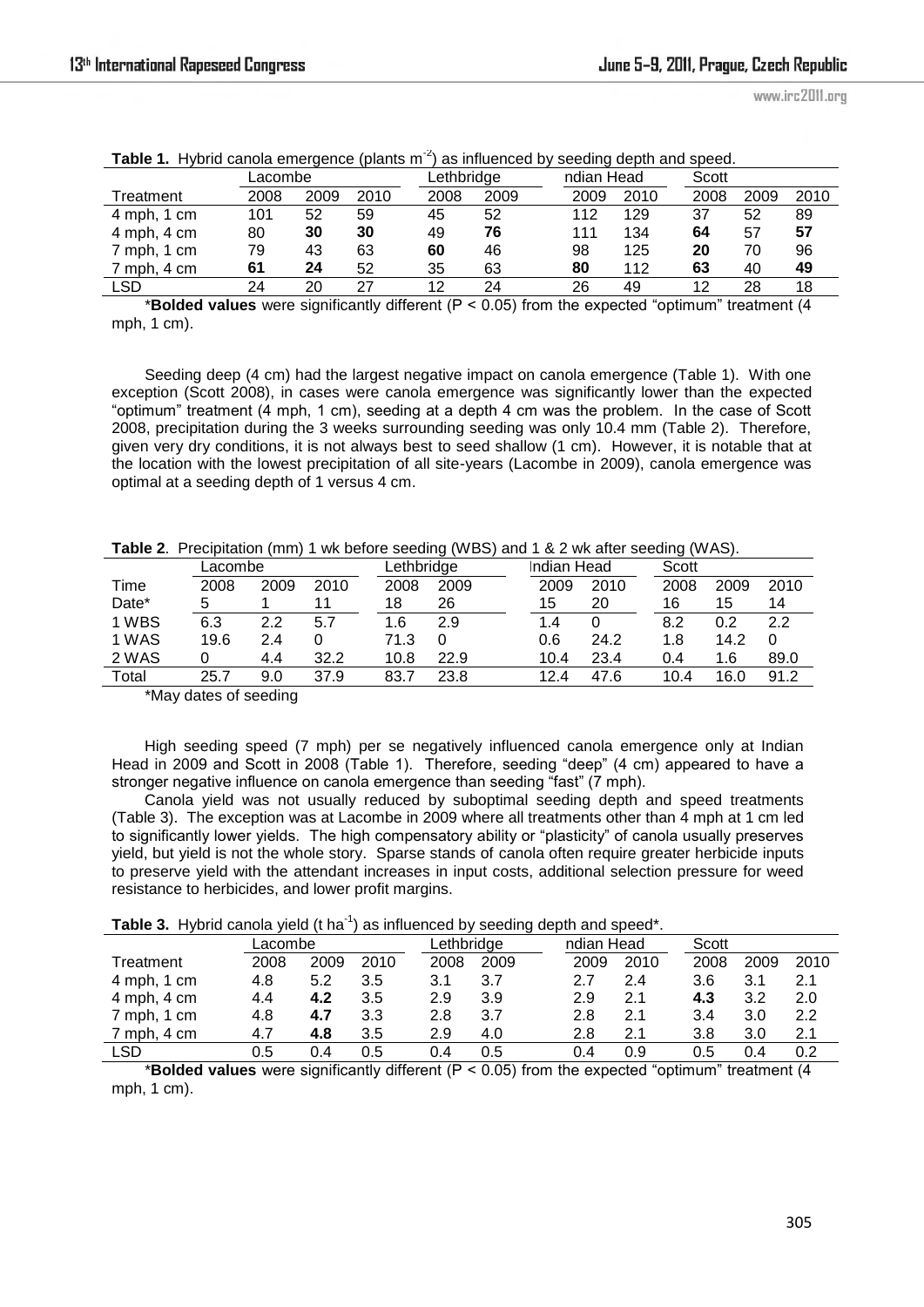**Table 1.** Hybrid canola emergence (plants m$^{-2}$) as influenced by seeding depth and speed.

| | Lacombe | | | Lethbridge | | ndian Head | | Scott | | |
|---|---|---|---|---|---|---|---|---|---|---|
| Treatment | 2008 | 2009 | 2010 | 2008 | 2009 | 2009 | 2010 | 2008 | 2009 | 2010 |
| 4 mph, 1 cm | 101 | 52 | 59 | 45 | 52 | 112 | 129 | 37 | 52 | 89 |
| 4 mph, 4 cm | 80 | **30** | **30** | 49 | **76** | 111 | 134 | **64** | 57 | **57** |
| 7 mph, 1 cm | 79 | 43 | 63 | **60** | 46 | 98 | 125 | **20** | 70 | 96 |
| 7 mph, 4 cm | **61** | **24** | 52 | 35 | 63 | **80** | 112 | **63** | 40 | **49** |
| LSD | 24 | 20 | 27 | 12 | 24 | 26 | 49 | 12 | 28 | 18 |

\***Bolded values** were significantly different ($P < 0.05$) from the expected "optimum" treatment (4 mph, 1 cm).

Seeding deep (4 cm) had the largest negative impact on canola emergence (Table 1). With one exception (Scott 2008), in cases were canola emergence was significantly lower than the expected "optimum" treatment (4 mph, 1 cm), seeding at a depth 4 cm was the problem. In the case of Scott 2008, precipitation during the 3 weeks surrounding seeding was only 10.4 mm (Table 2). Therefore, given very dry conditions, it is not always best to seed shallow (1 cm). However, it is notable that at the location with the lowest precipitation of all site-years (Lacombe in 2009), canola emergence was optimal at a seeding depth of 1 versus 4 cm.

**Table 2**. Precipitation (mm) 1 wk before seeding (WBS) and 1 & 2 wk after seeding (WAS).

| | Lacombe | | | Lethbridge | | Indian Head | | Scott | | |
|---|---|---|---|---|---|---|---|---|---|---|
| Time | 2008 | 2009 | 2010 | 2008 | 2009 | 2009 | 2010 | 2008 | 2009 | 2010 |
| Date* | 5 | 1 | 11 | 18 | 26 | 15 | 20 | 16 | 15 | 14 |
| 1 WBS | 6.3 | 2.2 | 5.7 | 1.6 | 2.9 | 1.4 | 0 | 8.2 | 0.2 | 2.2 |
| 1 WAS | 19.6 | 2.4 | 0 | 71.3 | 0 | 0.6 | 24.2 | 1.8 | 14.2 | 0 |
| 2 WAS | 0 | 4.4 | 32.2 | 10.8 | 22.9 | 10.4 | 23.4 | 0.4 | 1.6 | 89.0 |
| Total | 25.7 | 9.0 | 37.9 | 83.7 | 23.8 | 12.4 | 47.6 | 10.4 | 16.0 | 91.2 |

*May dates of seeding

High seeding speed (7 mph) per se negatively influenced canola emergence only at Indian Head in 2009 and Scott in 2008 (Table 1). Therefore, seeding "deep" (4 cm) appeared to have a stronger negative influence on canola emergence than seeding "fast" (7 mph).

Canola yield was not usually reduced by suboptimal seeding depth and speed treatments (Table 3). The exception was at Lacombe in 2009 where all treatments other than 4 mph at 1 cm led to significantly lower yields. The high compensatory ability or "plasticity" of canola usually preserves yield, but yield is not the whole story. Sparse stands of canola often require greater herbicide inputs to preserve yield with the attendant increases in input costs, additional selection pressure for weed resistance to herbicides, and lower profit margins.

**Table 3.** Hybrid canola yield (t ha$^{-1}$) as influenced by seeding depth and speed*.

| | Lacombe | | | Lethbridge | | ndian Head | | Scott | | |
|---|---|---|---|---|---|---|---|---|---|---|
| Treatment | 2008 | 2009 | 2010 | 2008 | 2009 | 2009 | 2010 | 2008 | 2009 | 2010 |
| 4 mph, 1 cm | 4.8 | 5.2 | 3.5 | 3.1 | 3.7 | 2.7 | 2.4 | 3.6 | 3.1 | 2.1 |
| 4 mph, 4 cm | 4.4 | **4.2** | 3.5 | 2.9 | 3.9 | 2.9 | 2.1 | **4.3** | 3.2 | 2.0 |
| 7 mph, 1 cm | 4.8 | **4.7** | 3.3 | 2.8 | 3.7 | 2.8 | 2.1 | 3.4 | 3.0 | 2.2 |
| 7 mph, 4 cm | 4.7 | **4.8** | 3.5 | 2.9 | 4.0 | 2.8 | 2.1 | 3.8 | 3.0 | 2.1 |
| LSD | 0.5 | 0.4 | 0.5 | 0.4 | 0.5 | 0.4 | 0.9 | 0.5 | 0.4 | 0.2 |

\***Bolded values** were significantly different ($P < 0.05$) from the expected "optimum" treatment (4 mph, 1 cm).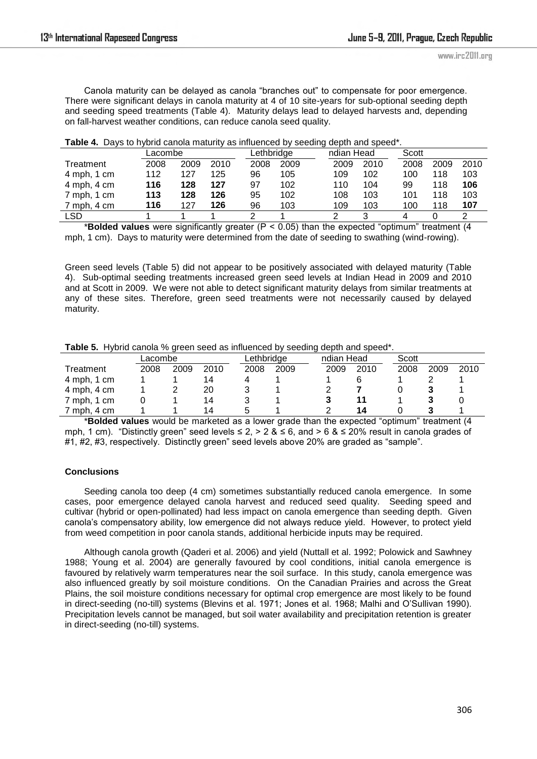Canola maturity can be delayed as canola "branches out" to compensate for poor emergence. There were significant delays in canola maturity at 4 of 10 site-years for sub-optional seeding depth and seeding speed treatments (Table 4). Maturity delays lead to delayed harvests and, depending on fall-harvest weather conditions, can reduce canola seed quality.

**Table 4.** Days to hybrid canola maturity as influenced by seeding depth and speed*.

| | Lacombe | | | Lethbridge | | ndian Head | | Scott | | |
|---|---|---|---|---|---|---|---|---|---|---|
| Treatment | 2008 | 2009 | 2010 | 2008 | 2009 | 2009 | 2010 | 2008 | 2009 | 2010 |
| 4 mph, 1 cm | 112 | 127 | 125 | 96 | 105 | 109 | 102 | 100 | 118 | 103 |
| 4 mph, 4 cm | **116** | **128** | **127** | 97 | 102 | 110 | 104 | 99 | 118 | **106** |
| 7 mph, 1 cm | 113 | **128** | **126** | 95 | 102 | 108 | 103 | 101 | 118 | 103 |
| 7 mph, 4 cm | **116** | 127 | **126** | 96 | 103 | 109 | 103 | 100 | 118 | **107** |
| LSD | 1 | 1 | 1 | 2 | 1 | 2 | 3 | 4 | 0 | 2 |

\***Bolded values** were significantly greater (P < 0.05) than the expected "optimum" treatment (4 mph, 1 cm). Days to maturity were determined from the date of seeding to swathing (wind-rowing).

Green seed levels (Table 5) did not appear to be positively associated with delayed maturity (Table 4). Sub-optimal seeding treatments increased green seed levels at Indian Head in 2009 and 2010 and at Scott in 2009. We were not able to detect significant maturity delays from similar treatments at any of these sites. Therefore, green seed treatments were not necessarily caused by delayed maturity.

**Table 5.** Hybrid canola % green seed as influenced by seeding depth and speed*.

| | Lacombe | | | Lethbridge | | ndian Head | | Scott | | |
|---|---|---|---|---|---|---|---|---|---|---|
| Treatment | 2008 | 2009 | 2010 | 2008 | 2009 | 2009 | 2010 | 2008 | 2009 | 2010 |
| 4 mph, 1 cm | 1 | 1 | 14 | 4 | 1 | 1 | 6 | 1 | 2 | 1 |
| 4 mph, 4 cm | 1 | 2 | 20 | 3 | 1 | 2 | **7** | 0 | **3** | 1 |
| 7 mph, 1 cm | 0 | 1 | 14 | 3 | 1 | **3** | **11** | 1 | **3** | 0 |
| 7 mph, 4 cm | 1 | 1 | 14 | 5 | 1 | 2 | **14** | 0 | **3** | 1 |

\***Bolded values** would be marketed as a lower grade than the expected "optimum" treatment (4 mph, 1 cm). "Distinctly green" seed levels ≤ 2, > 2 & ≤ 6, and > 6 & ≤ 20% result in canola grades of #1, #2, #3, respectively. Distinctly green" seed levels above 20% are graded as "sample".

## Conclusions

Seeding canola too deep (4 cm) sometimes substantially reduced canola emergence. In some cases, poor emergence delayed canola harvest and reduced seed quality. Seeding speed and cultivar (hybrid or open-pollinated) had less impact on canola emergence than seeding depth. Given canola's compensatory ability, low emergence did not always reduce yield. However, to protect yield from weed competition in poor canola stands, additional herbicide inputs may be required.

Although canola growth (Qaderi et al. 2006) and yield (Nuttall et al. 1992; Polowick and Sawhney 1988; Young et al. 2004) are generally favoured by cool conditions, initial canola emergence is favoured by relatively warm temperatures near the soil surface. In this study, canola emergence was also influenced greatly by soil moisture conditions. On the Canadian Prairies and across the Great Plains, the soil moisture conditions necessary for optimal crop emergence are most likely to be found in direct-seeding (no-till) systems (Blevins et al. 1971; Jones et al. 1968; Malhi and O'Sullivan 1990). Precipitation levels cannot be managed, but soil water availability and precipitation retention is greater in direct-seeding (no-till) systems.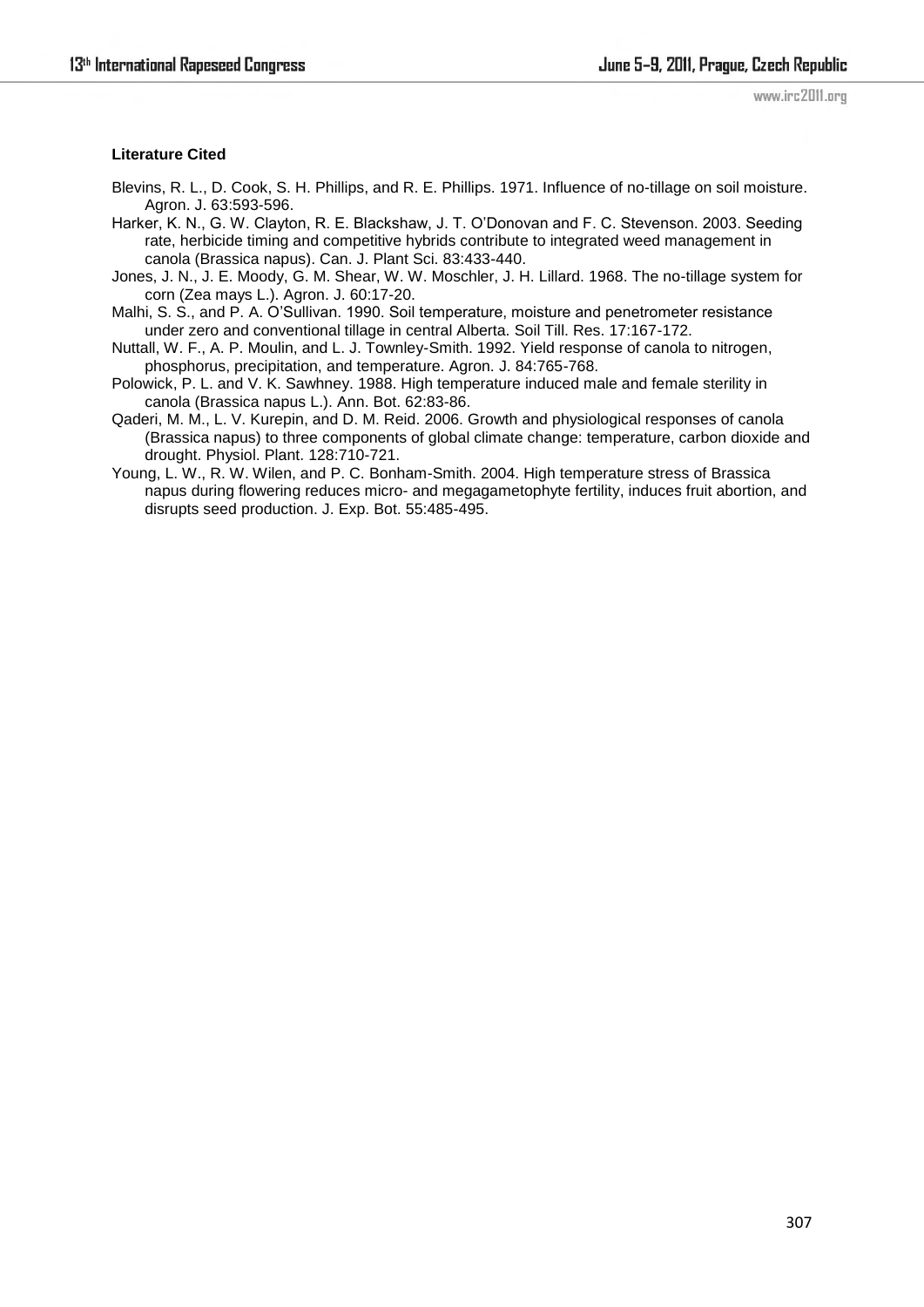**Literature Cited**

Blevins, R. L., D. Cook, S. H. Phillips, and R. E. Phillips. 1971. Influence of no-tillage on soil moisture. Agron. J. 63:593-596.

Harker, K. N., G. W. Clayton, R. E. Blackshaw, J. T. O'Donovan and F. C. Stevenson. 2003. Seeding rate, herbicide timing and competitive hybrids contribute to integrated weed management in canola (Brassica napus). Can. J. Plant Sci. 83:433-440.

Jones, J. N., J. E. Moody, G. M. Shear, W. W. Moschler, J. H. Lillard. 1968. The no-tillage system for corn (Zea mays L.). Agron. J. 60:17-20.

Malhi, S. S., and P. A. O'Sullivan. 1990. Soil temperature, moisture and penetrometer resistance under zero and conventional tillage in central Alberta. Soil Till. Res. 17:167-172.

Nuttall, W. F., A. P. Moulin, and L. J. Townley-Smith. 1992. Yield response of canola to nitrogen, phosphorus, precipitation, and temperature. Agron. J. 84:765-768.

Polowick, P. L. and V. K. Sawhney. 1988. High temperature induced male and female sterility in canola (Brassica napus L.). Ann. Bot. 62:83-86.

Qaderi, M. M., L. V. Kurepin, and D. M. Reid. 2006. Growth and physiological responses of canola (Brassica napus) to three components of global climate change: temperature, carbon dioxide and drought. Physiol. Plant. 128:710-721.

Young, L. W., R. W. Wilen, and P. C. Bonham-Smith. 2004. High temperature stress of Brassica napus during flowering reduces micro- and megagametophyte fertility, induces fruit abortion, and disrupts seed production. J. Exp. Bot. 55:485-495.